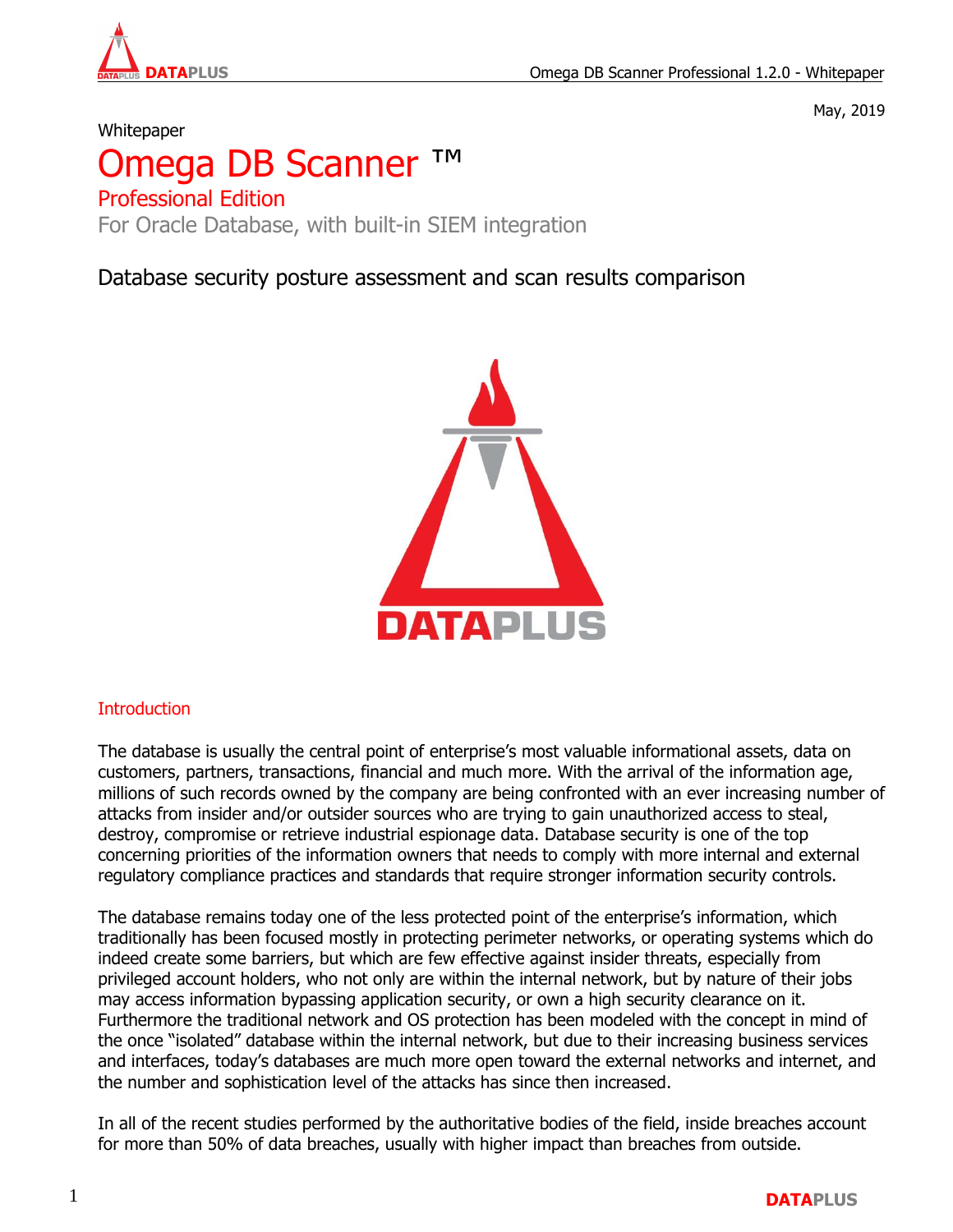May, 2019

Whitepaper

# Omega DB Scanner ™

## Professional Edition

For Oracle Database, with built-in SIEM integration

### Database security posture assessment and scan results comparison

## Introduction

The database is usually the central point of enterprise's most valuable informational assets, data on customers, partners, transactions, financial and much more. With the arrival of the information age, millions of such records owned by the company are being confronted with an ever increasing number of attacks from insider and/or outsider sources who are trying to gain unauthorized access to steal, destroy, compromise or retrieve industrial espionage data. Database security is one of the top concerning priorities of the information owners that needs to comply with more internal and external regulatory compliance practices and standards that require stronger information security controls.

The database remains today one of the less protected point of the enterprise's information, which traditionally has been focused mostly in protecting perimeter networks, or operating systems which do indeed create some barriers, but which are few effective against insider threats, especially from privileged account holders, who not only are within the internal network, but by nature of their jobs may access information bypassing application security, or own a high security clearance on it. Furthermore the traditional network and OS protection has been modeled with the concept in mind of the once "isolated" database within the internal network, but due to their increasing business services and interfaces, today's databases are much more open toward the external networks and internet, and the number and sophistication level of the attacks has since then increased.

In all of the recent studies performed by the authoritative bodies of the field, inside breaches account for more than 50% of data breaches, usually with higher impact than breaches from outside.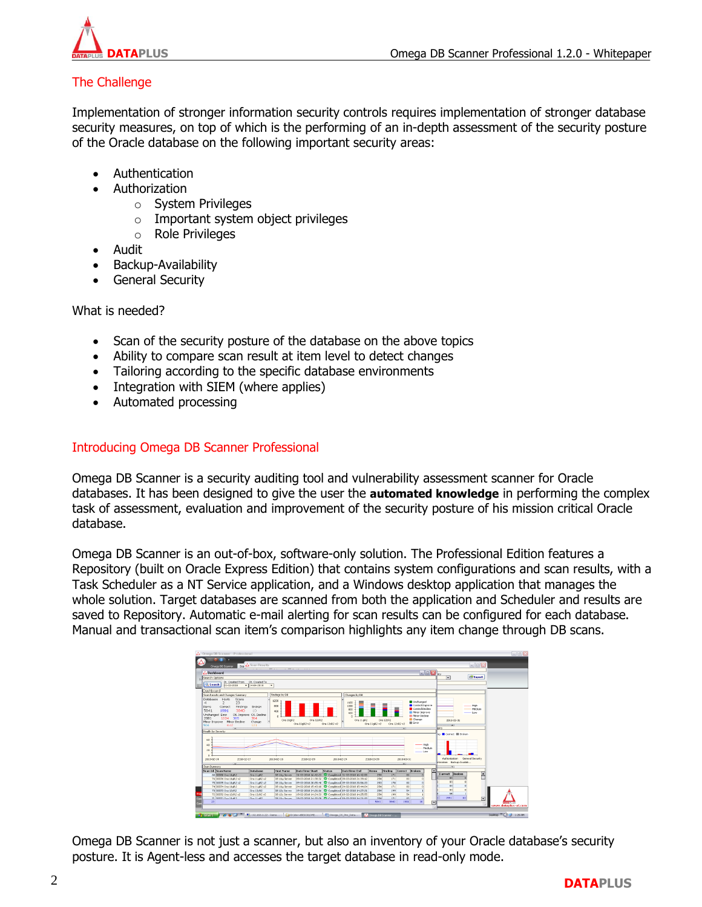## The Challenge

Implementation of stronger information security controls requires implementation of stronger database security measures, on top of which is the performing of an in-depth assessment of the security posture of the Oracle database on the following important security areas:

- Authentication
- Authorization
  - System Privileges
  - Important system object privileges
  - Role Privileges
- Audit
- Backup-Availability
- General Security

What is needed?

- Scan of the security posture of the database on the above topics
- Ability to compare scan result at item level to detect changes
- Tailoring according to the specific database environments
- Integration with SIEM (where applies)
- Automated processing

## Introducing Omega DB Scanner Professional

Omega DB Scanner is a security auditing tool and vulnerability assessment scanner for Oracle databases. It has been designed to give the user the **automated knowledge** in performing the complex task of assessment, evaluation and improvement of the security posture of his mission critical Oracle database.

Omega DB Scanner is an out-of-box, software-only solution. The Professional Edition features a Repository (built on Oracle Express Edition) that contains system configurations and scan results, with a Task Scheduler as a NT Service application, and a Windows desktop application that manages the whole solution. Target databases are scanned from both the application and Scheduler and results are saved to Repository. Automatic e-mail alerting for scan results can be configured for each database. Manual and transactional scan item's comparison highlights any item change through DB scans.

Omega DB Scanner is not just a scanner, but also an inventory of your Oracle database's security posture. It is Agent-less and accesses the target database in read-only mode.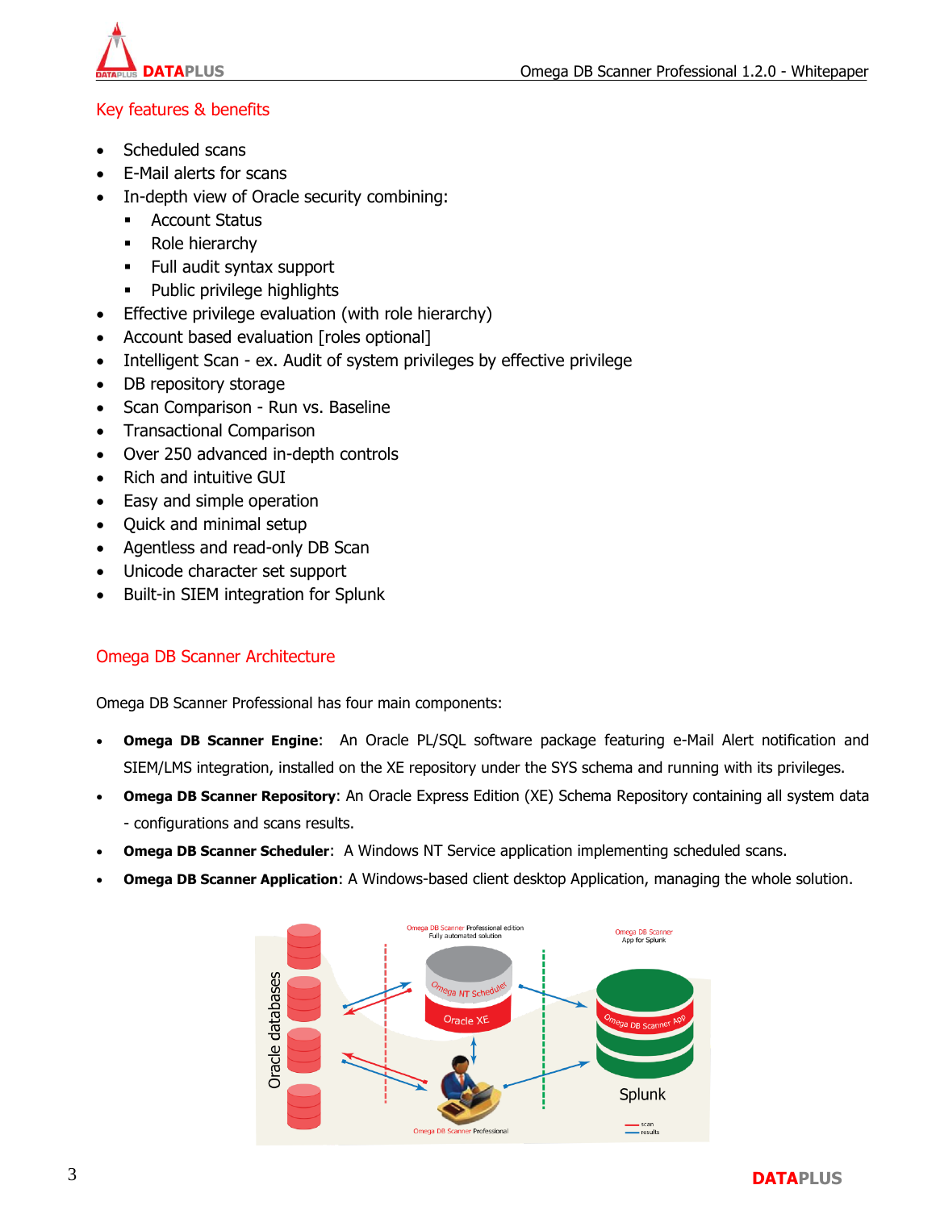## Key features & benefits

- Scheduled scans
- E-Mail alerts for scans
- In-depth view of Oracle security combining:
  - Account Status
  - Role hierarchy
  - Full audit syntax support
  - Public privilege highlights
- Effective privilege evaluation (with role hierarchy)
- Account based evaluation [roles optional]
- Intelligent Scan - ex. Audit of system privileges by effective privilege
- DB repository storage
- Scan Comparison - Run vs. Baseline
- Transactional Comparison
- Over 250 advanced in-depth controls
- Rich and intuitive GUI
- Easy and simple operation
- Quick and minimal setup
- Agentless and read-only DB Scan
- Unicode character set support
- Built-in SIEM integration for Splunk

## Omega DB Scanner Architecture

Omega DB Scanner Professional has four main components:

- **Omega DB Scanner Engine**: An Oracle PL/SQL software package featuring e-Mail Alert notification and SIEM/LMS integration, installed on the XE repository under the SYS schema and running with its privileges.
- **Omega DB Scanner Repository**: An Oracle Express Edition (XE) Schema Repository containing all system data - configurations and scans results.
- **Omega DB Scanner Scheduler**: A Windows NT Service application implementing scheduled scans.
- **Omega DB Scanner Application**: A Windows-based client desktop Application, managing the whole solution.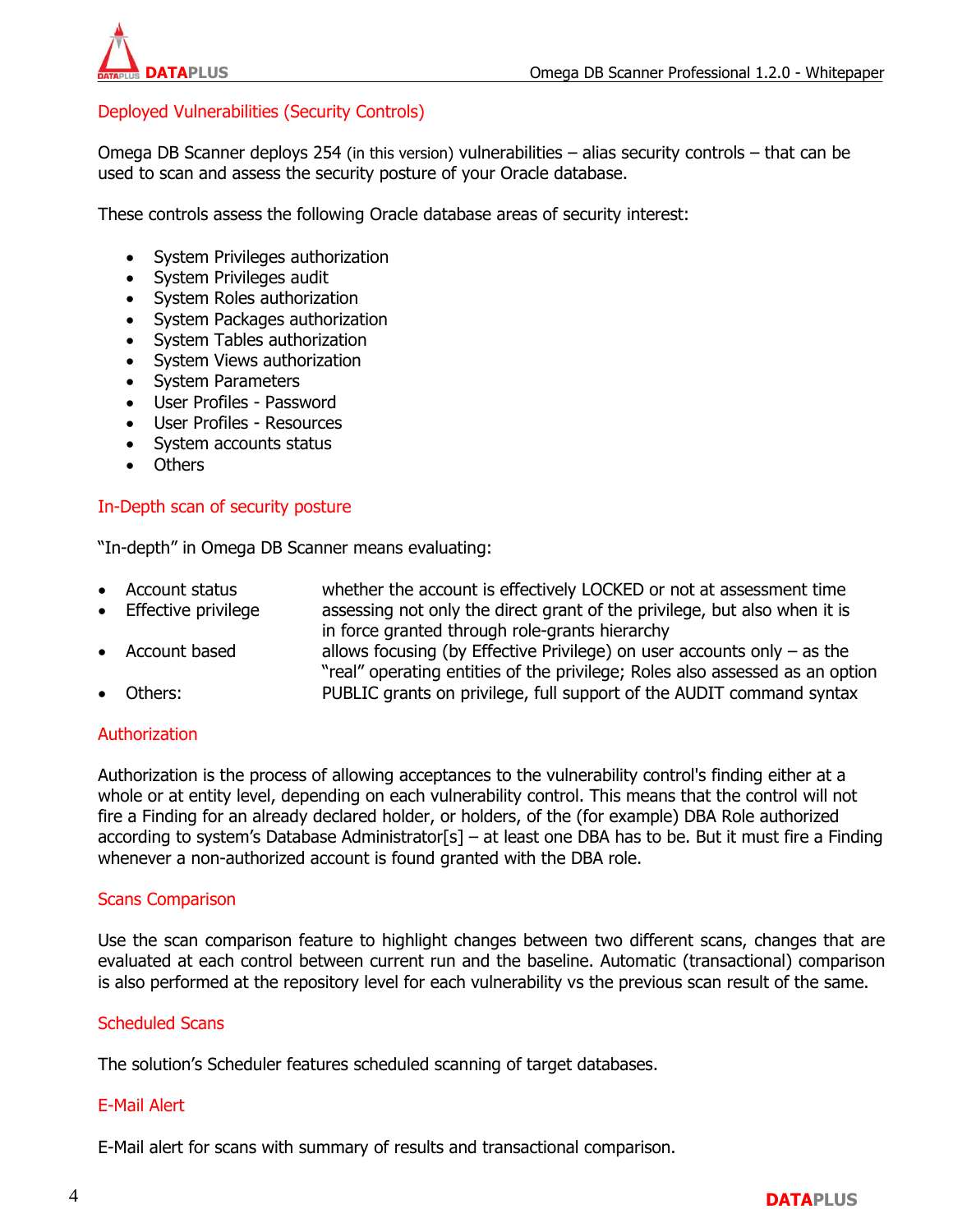## Deployed Vulnerabilities (Security Controls)

Omega DB Scanner deploys 254 (in this version) vulnerabilities – alias security controls – that can be used to scan and assess the security posture of your Oracle database.

These controls assess the following Oracle database areas of security interest:

- System Privileges authorization
- System Privileges audit
- System Roles authorization
- System Packages authorization
- System Tables authorization
- System Views authorization
- System Parameters
- User Profiles - Password
- User Profiles - Resources
- System accounts status
- Others

## In-Depth scan of security posture

"In-depth" in Omega DB Scanner means evaluating:

- Account status — whether the account is effectively LOCKED or not at assessment time
- Effective privilege — assessing not only the direct grant of the privilege, but also when it is in force granted through role-grants hierarchy
- Account based — allows focusing (by Effective Privilege) on user accounts only – as the "real" operating entities of the privilege; Roles also assessed as an option
- Others: — PUBLIC grants on privilege, full support of the AUDIT command syntax

## Authorization

Authorization is the process of allowing acceptances to the vulnerability control's finding either at a whole or at entity level, depending on each vulnerability control. This means that the control will not fire a Finding for an already declared holder, or holders, of the (for example) DBA Role authorized according to system's Database Administrator[s] – at least one DBA has to be. But it must fire a Finding whenever a non-authorized account is found granted with the DBA role.

## Scans Comparison

Use the scan comparison feature to highlight changes between two different scans, changes that are evaluated at each control between current run and the baseline. Automatic (transactional) comparison is also performed at the repository level for each vulnerability vs the previous scan result of the same.

## Scheduled Scans

The solution's Scheduler features scheduled scanning of target databases.

## E-Mail Alert

E-Mail alert for scans with summary of results and transactional comparison.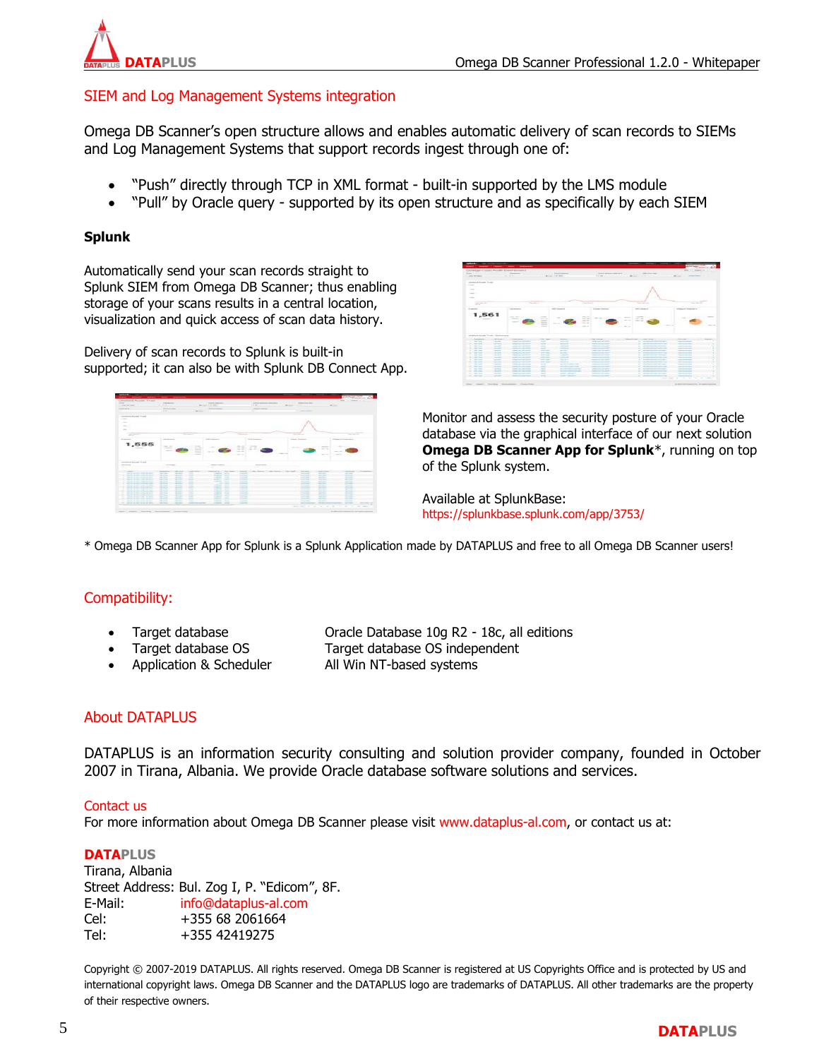## SIEM and Log Management Systems integration

Omega DB Scanner's open structure allows and enables automatic delivery of scan records to SIEMs and Log Management Systems that support records ingest through one of:

- "Push" directly through TCP in XML format - built-in supported by the LMS module
- "Pull" by Oracle query - supported by its open structure and as specifically by each SIEM

**Splunk**

Automatically send your scan records straight to Splunk SIEM from Omega DB Scanner; thus enabling storage of your scans results in a central location, visualization and quick access of scan data history.

Delivery of scan records to Splunk is built-in supported; it can also be with Splunk DB Connect App.

Monitor and assess the security posture of your Oracle database via the graphical interface of our next solution **Omega DB Scanner App for Splunk***, running on top of the Splunk system.

Available at SplunkBase:
https://splunkbase.splunk.com/app/3753/

* Omega DB Scanner App for Splunk is a Splunk Application made by DATAPLUS and free to all Omega DB Scanner users!

## Compatibility:

- Target database — Oracle Database 10g R2 - 18c, all editions
- Target database OS — Target database OS independent
- Application & Scheduler — All Win NT-based systems

## About DATAPLUS

DATAPLUS is an information security consulting and solution provider company, founded in October 2007 in Tirana, Albania. We provide Oracle database software solutions and services.

### Contact us

For more information about Omega DB Scanner please visit www.dataplus-al.com, or contact us at:

**DATAPLUS**
Tirana, Albania
Street Address: Bul. Zog I, P. "Edicom", 8F.
E-Mail: info@dataplus-al.com
Cel: +355 68 2061664
Tel: +355 42419275

Copyright © 2007-2019 DATAPLUS. All rights reserved. Omega DB Scanner is registered at US Copyrights Office and is protected by US and international copyright laws. Omega DB Scanner and the DATAPLUS logo are trademarks of DATAPLUS. All other trademarks are the property of their respective owners.